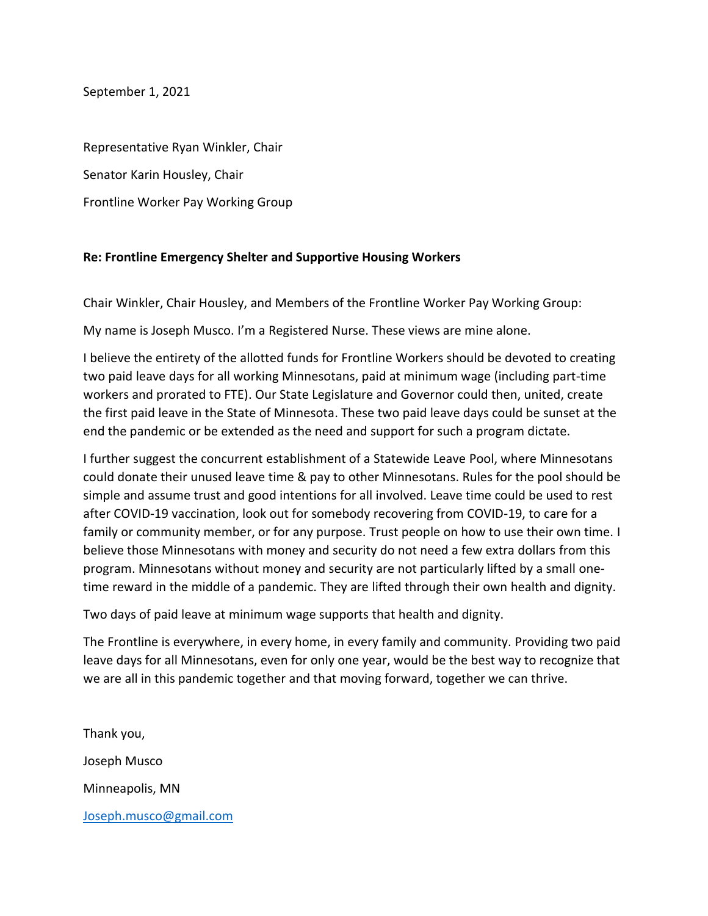September 1, 2021

Representative Ryan Winkler, Chair

Senator Karin Housley, Chair

Frontline Worker Pay Working Group

**Re: Frontline Emergency Shelter and Supportive Housing Workers**

Chair Winkler, Chair Housley, and Members of the Frontline Worker Pay Working Group:

My name is Joseph Musco. I'm a Registered Nurse. These views are mine alone.

I believe the entirety of the allotted funds for Frontline Workers should be devoted to creating two paid leave days for all working Minnesotans, paid at minimum wage (including part-time workers and prorated to FTE). Our State Legislature and Governor could then, united, create the first paid leave in the State of Minnesota. These two paid leave days could be sunset at the end the pandemic or be extended as the need and support for such a program dictate.

I further suggest the concurrent establishment of a Statewide Leave Pool, where Minnesotans could donate their unused leave time & pay to other Minnesotans. Rules for the pool should be simple and assume trust and good intentions for all involved. Leave time could be used to rest after COVID-19 vaccination, look out for somebody recovering from COVID-19, to care for a family or community member, or for any purpose. Trust people on how to use their own time. I believe those Minnesotans with money and security do not need a few extra dollars from this program. Minnesotans without money and security are not particularly lifted by a small one-time reward in the middle of a pandemic. They are lifted through their own health and dignity.

Two days of paid leave at minimum wage supports that health and dignity.

The Frontline is everywhere, in every home, in every family and community. Providing two paid leave days for all Minnesotans, even for only one year, would be the best way to recognize that we are all in this pandemic together and that moving forward, together we can thrive.

Thank you,

Joseph Musco

Minneapolis, MN

Joseph.musco@gmail.com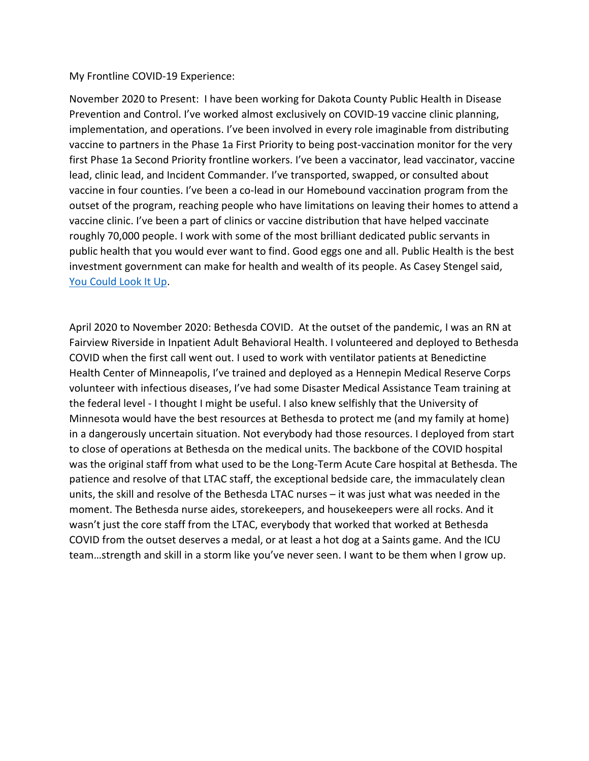My Frontline COVID-19 Experience:

November 2020 to Present: I have been working for Dakota County Public Health in Disease Prevention and Control. I've worked almost exclusively on COVID-19 vaccine clinic planning, implementation, and operations. I've been involved in every role imaginable from distributing vaccine to partners in the Phase 1a First Priority to being post-vaccination monitor for the very first Phase 1a Second Priority frontline workers. I've been a vaccinator, lead vaccinator, vaccine lead, clinic lead, and Incident Commander. I've transported, swapped, or consulted about vaccine in four counties. I've been a co-lead in our Homebound vaccination program from the outset of the program, reaching people who have limitations on leaving their homes to attend a vaccine clinic. I've been a part of clinics or vaccine distribution that have helped vaccinate roughly 70,000 people. I work with some of the most brilliant dedicated public servants in public health that you would ever want to find. Good eggs one and all. Public Health is the best investment government can make for health and wealth of its people. As Casey Stengel said, You Could Look It Up.

April 2020 to November 2020: Bethesda COVID. At the outset of the pandemic, I was an RN at Fairview Riverside in Inpatient Adult Behavioral Health. I volunteered and deployed to Bethesda COVID when the first call went out. I used to work with ventilator patients at Benedictine Health Center of Minneapolis, I've trained and deployed as a Hennepin Medical Reserve Corps volunteer with infectious diseases, I've had some Disaster Medical Assistance Team training at the federal level - I thought I might be useful. I also knew selfishly that the University of Minnesota would have the best resources at Bethesda to protect me (and my family at home) in a dangerously uncertain situation. Not everybody had those resources. I deployed from start to close of operations at Bethesda on the medical units. The backbone of the COVID hospital was the original staff from what used to be the Long-Term Acute Care hospital at Bethesda. The patience and resolve of that LTAC staff, the exceptional bedside care, the immaculately clean units, the skill and resolve of the Bethesda LTAC nurses – it was just what was needed in the moment. The Bethesda nurse aides, storekeepers, and housekeepers were all rocks. And it wasn't just the core staff from the LTAC, everybody that worked that worked at Bethesda COVID from the outset deserves a medal, or at least a hot dog at a Saints game. And the ICU team…strength and skill in a storm like you've never seen. I want to be them when I grow up.